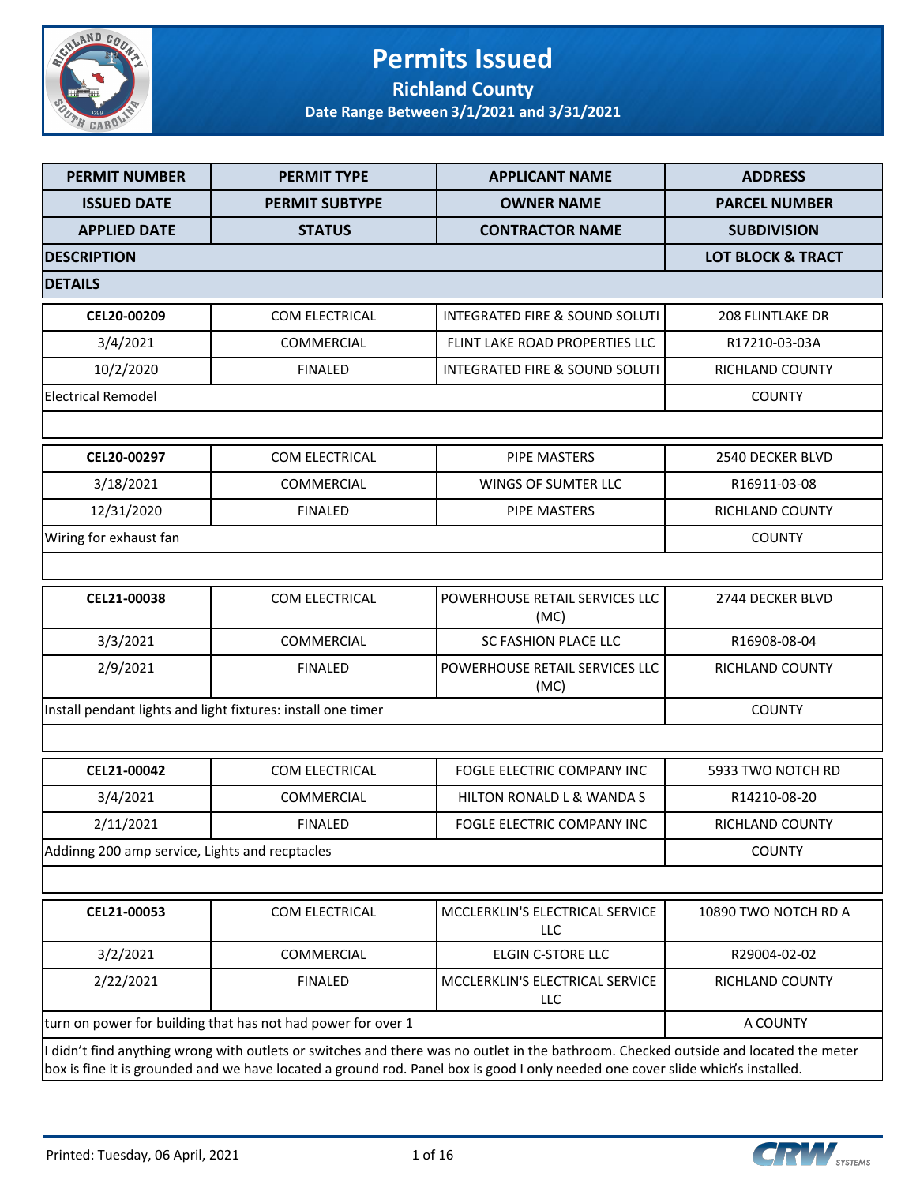# Permits Issued

## Richland County

### Date Range Between 3/1/2021 and 3/31/2021

| PERMIT NUMBER | PERMIT TYPE | APPLICANT NAME | ADDRESS |
|---|---|---|---|
| ISSUED DATE | PERMIT SUBTYPE | OWNER NAME | PARCEL NUMBER |
| APPLIED DATE | STATUS | CONTRACTOR NAME | SUBDIVISION |
| DESCRIPTION | | | LOT BLOCK & TRACT |
| DETAILS | | | |
| CEL20-00209 | COM ELECTRICAL | INTEGRATED FIRE & SOUND SOLUTI | 208 FLINTLAKE DR |
| 3/4/2021 | COMMERCIAL | FLINT LAKE ROAD PROPERTIES LLC | R17210-03-03A |
| 10/2/2020 | FINALED | INTEGRATED FIRE & SOUND SOLUTI | RICHLAND COUNTY |
| Electrical Remodel | | | COUNTY |
| | | | |
| CEL20-00297 | COM ELECTRICAL | PIPE MASTERS | 2540 DECKER BLVD |
| 3/18/2021 | COMMERCIAL | WINGS OF SUMTER LLC | R16911-03-08 |
| 12/31/2020 | FINALED | PIPE MASTERS | RICHLAND COUNTY |
| Wiring for exhaust fan | | | COUNTY |
| | | | |
| CEL21-00038 | COM ELECTRICAL | POWERHOUSE RETAIL SERVICES LLC (MC) | 2744 DECKER BLVD |
| 3/3/2021 | COMMERCIAL | SC FASHION PLACE LLC | R16908-08-04 |
| 2/9/2021 | FINALED | POWERHOUSE RETAIL SERVICES LLC (MC) | RICHLAND COUNTY |
| Install pendant lights and light fixtures: install one timer | | | COUNTY |
| | | | |
| CEL21-00042 | COM ELECTRICAL | FOGLE ELECTRIC COMPANY INC | 5933 TWO NOTCH RD |
| 3/4/2021 | COMMERCIAL | HILTON RONALD L & WANDA S | R14210-08-20 |
| 2/11/2021 | FINALED | FOGLE ELECTRIC COMPANY INC | RICHLAND COUNTY |
| Addinng 200 amp service, Lights and recptacles | | | COUNTY |
| | | | |
| CEL21-00053 | COM ELECTRICAL | MCCLERKLIN'S ELECTRICAL SERVICE LLC | 10890 TWO NOTCH RD A |
| 3/2/2021 | COMMERCIAL | ELGIN C-STORE LLC | R29004-02-02 |
| 2/22/2021 | FINALED | MCCLERKLIN'S ELECTRICAL SERVICE LLC | RICHLAND COUNTY |
| turn on power for building that has not had power for over 1 | | | A COUNTY |
| I didn't find anything wrong with outlets or switches and there was no outlet in the bathroom. Checked outside and located the meter box is fine it is grounded and we have located a ground rod. Panel box is good I only needed one cover slide which's installed. | | | |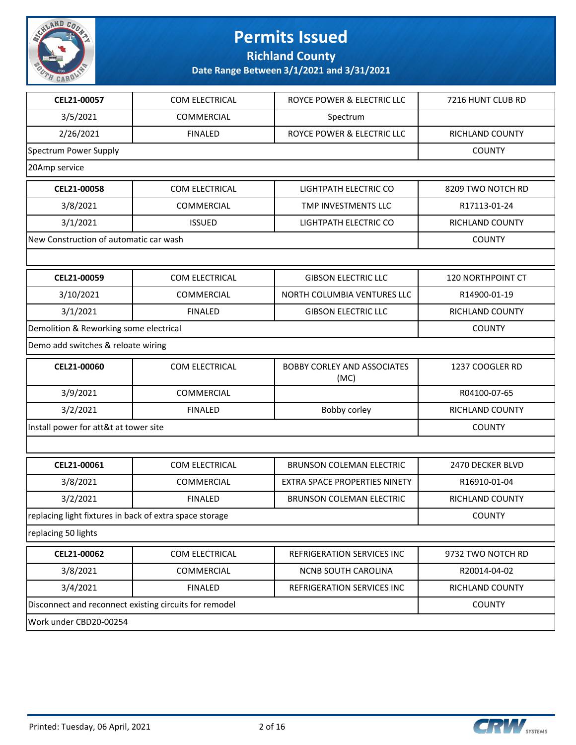# Permits Issued

## Richland County

### Date Range Between 3/1/2021 and 3/31/2021

| | | | |
|---|---|---|---|
| **CEL21-00057** | COM ELECTRICAL | ROYCE POWER & ELECTRIC LLC | 7216 HUNT CLUB RD |
| 3/5/2021 | COMMERCIAL | Spectrum | |
| 2/26/2021 | FINALED | ROYCE POWER & ELECTRIC LLC | RICHLAND COUNTY |
| Spectrum Power Supply | | | COUNTY |
| 20Amp service | | | |

| | | | |
|---|---|---|---|
| **CEL21-00058** | COM ELECTRICAL | LIGHTPATH ELECTRIC CO | 8209 TWO NOTCH RD |
| 3/8/2021 | COMMERCIAL | TMP INVESTMENTS LLC | R17113-01-24 |
| 3/1/2021 | ISSUED | LIGHTPATH ELECTRIC CO | RICHLAND COUNTY |
| New Construction of automatic car wash | | | COUNTY |
| | | | |

| | | | |
|---|---|---|---|
| **CEL21-00059** | COM ELECTRICAL | GIBSON ELECTRIC LLC | 120 NORTHPOINT CT |
| 3/10/2021 | COMMERCIAL | NORTH COLUMBIA VENTURES LLC | R14900-01-19 |
| 3/1/2021 | FINALED | GIBSON ELECTRIC LLC | RICHLAND COUNTY |
| Demolition & Reworking some electrical | | | COUNTY |
| Demo add switches & reloate wiring | | | |

| | | | |
|---|---|---|---|
| **CEL21-00060** | COM ELECTRICAL | BOBBY CORLEY AND ASSOCIATES (MC) | 1237 COOGLER RD |
| 3/9/2021 | COMMERCIAL | | R04100-07-65 |
| 3/2/2021 | FINALED | Bobby corley | RICHLAND COUNTY |
| Install power for att&t at tower site | | | COUNTY |
| | | | |

| | | | |
|---|---|---|---|
| **CEL21-00061** | COM ELECTRICAL | BRUNSON COLEMAN ELECTRIC | 2470 DECKER BLVD |
| 3/8/2021 | COMMERCIAL | EXTRA SPACE PROPERTIES NINETY | R16910-01-04 |
| 3/2/2021 | FINALED | BRUNSON COLEMAN ELECTRIC | RICHLAND COUNTY |
| replacing light fixtures in back of extra space storage | | | COUNTY |
| replacing 50 lights | | | |

| | | | |
|---|---|---|---|
| **CEL21-00062** | COM ELECTRICAL | REFRIGERATION SERVICES INC | 9732 TWO NOTCH RD |
| 3/8/2021 | COMMERCIAL | NCNB SOUTH CAROLINA | R20014-04-02 |
| 3/4/2021 | FINALED | REFRIGERATION SERVICES INC | RICHLAND COUNTY |
| Disconnect and reconnect existing circuits for remodel | | | COUNTY |
| Work under CBD20-00254 | | | |

Printed: Tuesday, 06 April, 2021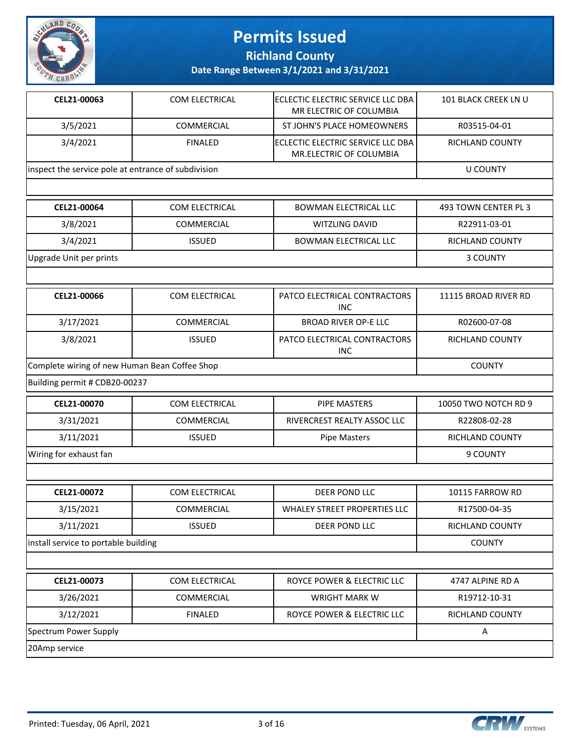# Permits Issued

## Richland County

### Date Range Between 3/1/2021 and 3/31/2021

| | | | |
|---|---|---|---|
| **CEL21-00063** | COM ELECTRICAL | ECLECTIC ELECTRIC SERVICE LLC DBA MR ELECTRIC OF COLUMBIA | 101 BLACK CREEK LN U |
| 3/5/2021 | COMMERCIAL | ST JOHN'S PLACE HOMEOWNERS | R03515-04-01 |
| 3/4/2021 | FINALED | ECLECTIC ELECTRIC SERVICE LLC DBA MR.ELECTRIC OF COLUMBIA | RICHLAND COUNTY |
| inspect the service pole at entrance of subdivision | | | U COUNTY |
| | | | |

| | | | |
|---|---|---|---|
| **CEL21-00064** | COM ELECTRICAL | BOWMAN ELECTRICAL LLC | 493 TOWN CENTER PL 3 |
| 3/8/2021 | COMMERCIAL | WITZLING DAVID | R22911-03-01 |
| 3/4/2021 | ISSUED | BOWMAN ELECTRICAL LLC | RICHLAND COUNTY |
| Upgrade Unit per prints | | | 3 COUNTY |
| | | | |

| | | | |
|---|---|---|---|
| **CEL21-00066** | COM ELECTRICAL | PATCO ELECTRICAL CONTRACTORS INC | 11115 BROAD RIVER RD |
| 3/17/2021 | COMMERCIAL | BROAD RIVER OP-E LLC | R02600-07-08 |
| 3/8/2021 | ISSUED | PATCO ELECTRICAL CONTRACTORS INC | RICHLAND COUNTY |
| Complete wiring of new Human Bean Coffee Shop | | | COUNTY |
| Building permit # CDB20-00237 | | | |

| | | | |
|---|---|---|---|
| **CEL21-00070** | COM ELECTRICAL | PIPE MASTERS | 10050 TWO NOTCH RD 9 |
| 3/31/2021 | COMMERCIAL | RIVERCREST REALTY ASSOC LLC | R22808-02-28 |
| 3/11/2021 | ISSUED | Pipe Masters | RICHLAND COUNTY |
| Wiring for exhaust fan | | | 9 COUNTY |
| | | | |

| | | | |
|---|---|---|---|
| **CEL21-00072** | COM ELECTRICAL | DEER POND LLC | 10115 FARROW RD |
| 3/15/2021 | COMMERCIAL | WHALEY STREET PROPERTIES LLC | R17500-04-35 |
| 3/11/2021 | ISSUED | DEER POND LLC | RICHLAND COUNTY |
| install service to portable building | | | COUNTY |
| | | | |

| | | | |
|---|---|---|---|
| **CEL21-00073** | COM ELECTRICAL | ROYCE POWER & ELECTRIC LLC | 4747 ALPINE RD A |
| 3/26/2021 | COMMERCIAL | WRIGHT MARK W | R19712-10-31 |
| 3/12/2021 | FINALED | ROYCE POWER & ELECTRIC LLC | RICHLAND COUNTY |
| Spectrum Power Supply | | | A |
| 20Amp service | | | |

Printed: Tuesday, 06 April, 2021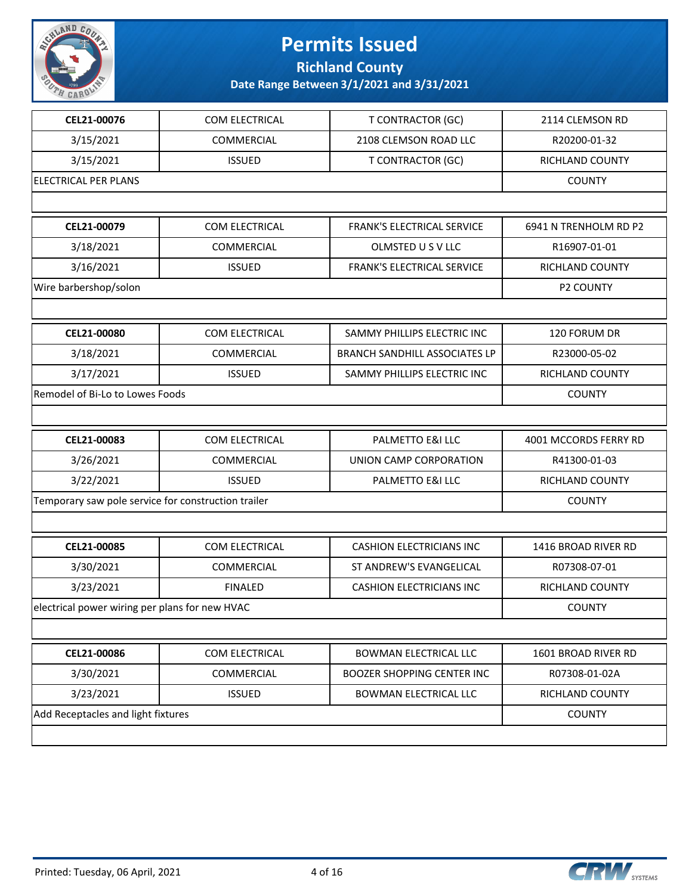# Permits Issued

## Richland County

### Date Range Between 3/1/2021 and 3/31/2021

| | | | |
|---|---|---|---|
| **CEL21-00076** | COM ELECTRICAL | T CONTRACTOR (GC) | 2114 CLEMSON RD |
| 3/15/2021 | COMMERCIAL | 2108 CLEMSON ROAD LLC | R20200-01-32 |
| 3/15/2021 | ISSUED | T CONTRACTOR (GC) | RICHLAND COUNTY |
| ELECTRICAL PER PLANS | | | COUNTY |

| | | | |
|---|---|---|---|
| **CEL21-00079** | COM ELECTRICAL | FRANK'S ELECTRICAL SERVICE | 6941 N TRENHOLM RD P2 |
| 3/18/2021 | COMMERCIAL | OLMSTED U S V LLC | R16907-01-01 |
| 3/16/2021 | ISSUED | FRANK'S ELECTRICAL SERVICE | RICHLAND COUNTY |
| Wire barbershop/solon | | | P2 COUNTY |

| | | | |
|---|---|---|---|
| **CEL21-00080** | COM ELECTRICAL | SAMMY PHILLIPS ELECTRIC INC | 120 FORUM DR |
| 3/18/2021 | COMMERCIAL | BRANCH SANDHILL ASSOCIATES LP | R23000-05-02 |
| 3/17/2021 | ISSUED | SAMMY PHILLIPS ELECTRIC INC | RICHLAND COUNTY |
| Remodel of Bi-Lo to Lowes Foods | | | COUNTY |

| | | | |
|---|---|---|---|
| **CEL21-00083** | COM ELECTRICAL | PALMETTO E&I LLC | 4001 MCCORDS FERRY RD |
| 3/26/2021 | COMMERCIAL | UNION CAMP CORPORATION | R41300-01-03 |
| 3/22/2021 | ISSUED | PALMETTO E&I LLC | RICHLAND COUNTY |
| Temporary saw pole service for construction trailer | | | COUNTY |

| | | | |
|---|---|---|---|
| **CEL21-00085** | COM ELECTRICAL | CASHION ELECTRICIANS INC | 1416 BROAD RIVER RD |
| 3/30/2021 | COMMERCIAL | ST ANDREW'S EVANGELICAL | R07308-07-01 |
| 3/23/2021 | FINALED | CASHION ELECTRICIANS INC | RICHLAND COUNTY |
| electrical power wiring per plans for new HVAC | | | COUNTY |

| | | | |
|---|---|---|---|
| **CEL21-00086** | COM ELECTRICAL | BOWMAN ELECTRICAL LLC | 1601 BROAD RIVER RD |
| 3/30/2021 | COMMERCIAL | BOOZER SHOPPING CENTER INC | R07308-01-02A |
| 3/23/2021 | ISSUED | BOWMAN ELECTRICAL LLC | RICHLAND COUNTY |
| Add Receptacles and light fixtures | | | COUNTY |

Printed: Tuesday, 06 April, 2021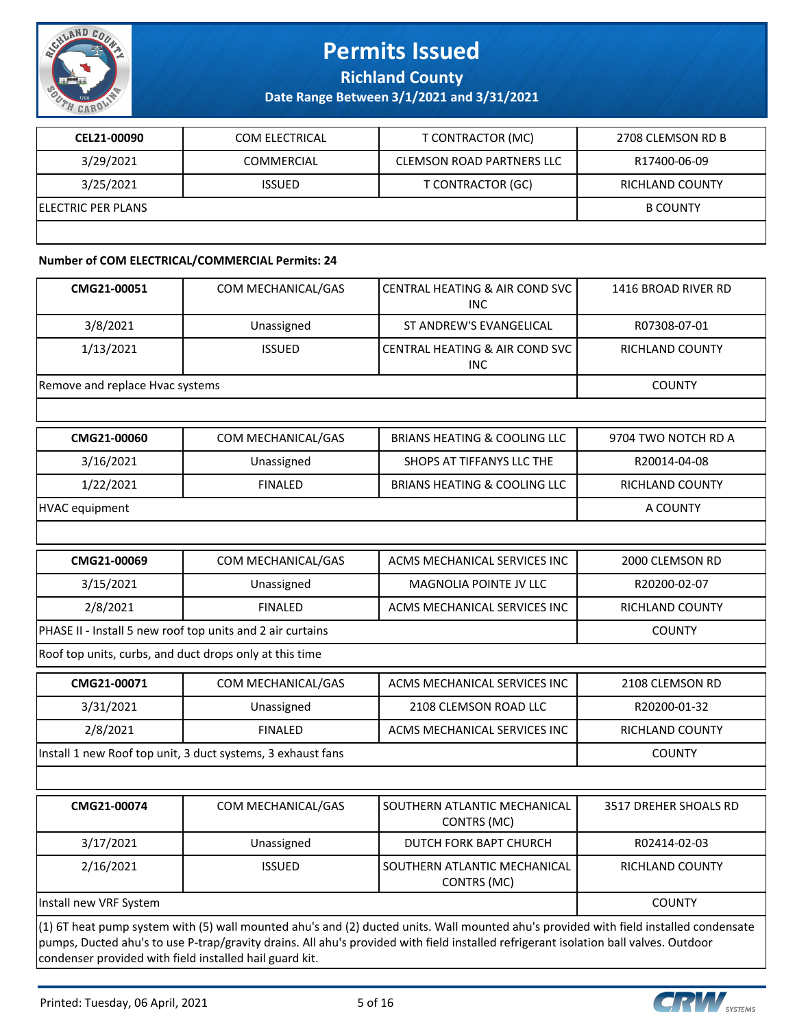# Permits Issued

## Richland County

### Date Range Between 3/1/2021 and 3/31/2021

| CEL21-00090 | COM ELECTRICAL | T CONTRACTOR (MC) | 2708 CLEMSON RD B |
|---|---|---|---|
| 3/29/2021 | COMMERCIAL | CLEMSON ROAD PARTNERS LLC | R17400-06-09 |
| 3/25/2021 | ISSUED | T CONTRACTOR (GC) | RICHLAND COUNTY |
| ELECTRIC PER PLANS | | | B COUNTY |

**Number of COM ELECTRICAL/COMMERCIAL Permits: 24**

| CMG21-00051 | COM MECHANICAL/GAS | CENTRAL HEATING & AIR COND SVC INC | 1416 BROAD RIVER RD |
|---|---|---|---|
| 3/8/2021 | Unassigned | ST ANDREW'S EVANGELICAL | R07308-07-01 |
| 1/13/2021 | ISSUED | CENTRAL HEATING & AIR COND SVC INC | RICHLAND COUNTY |
| Remove and replace Hvac systems | | | COUNTY |

| CMG21-00060 | COM MECHANICAL/GAS | BRIANS HEATING & COOLING LLC | 9704 TWO NOTCH RD A |
|---|---|---|---|
| 3/16/2021 | Unassigned | SHOPS AT TIFFANYS LLC THE | R20014-04-08 |
| 1/22/2021 | FINALED | BRIANS HEATING & COOLING LLC | RICHLAND COUNTY |
| HVAC equipment | | | A COUNTY |

| CMG21-00069 | COM MECHANICAL/GAS | ACMS MECHANICAL SERVICES INC | 2000 CLEMSON RD |
|---|---|---|---|
| 3/15/2021 | Unassigned | MAGNOLIA POINTE JV LLC | R20200-02-07 |
| 2/8/2021 | FINALED | ACMS MECHANICAL SERVICES INC | RICHLAND COUNTY |
| PHASE II - Install 5 new roof top units and 2 air curtains | | | COUNTY |
| Roof top units, curbs, and duct drops only at this time | | | |

| CMG21-00071 | COM MECHANICAL/GAS | ACMS MECHANICAL SERVICES INC | 2108 CLEMSON RD |
|---|---|---|---|
| 3/31/2021 | Unassigned | 2108 CLEMSON ROAD LLC | R20200-01-32 |
| 2/8/2021 | FINALED | ACMS MECHANICAL SERVICES INC | RICHLAND COUNTY |
| Install 1 new Roof top unit, 3 duct systems, 3 exhaust fans | | | COUNTY |

| CMG21-00074 | COM MECHANICAL/GAS | SOUTHERN ATLANTIC MECHANICAL CONTRS (MC) | 3517 DREHER SHOALS RD |
|---|---|---|---|
| 3/17/2021 | Unassigned | DUTCH FORK BAPT CHURCH | R02414-02-03 |
| 2/16/2021 | ISSUED | SOUTHERN ATLANTIC MECHANICAL CONTRS (MC) | RICHLAND COUNTY |
| Install new VRF System | | | COUNTY |
| (1) 6T heat pump system with (5) wall mounted ahu's and (2) ducted units. Wall mounted ahu's provided with field installed condensate pumps, Ducted ahu's to use P-trap/gravity drains. All ahu's provided with field installed refrigerant isolation ball valves. Outdoor condenser provided with field installed hail guard kit. | | | |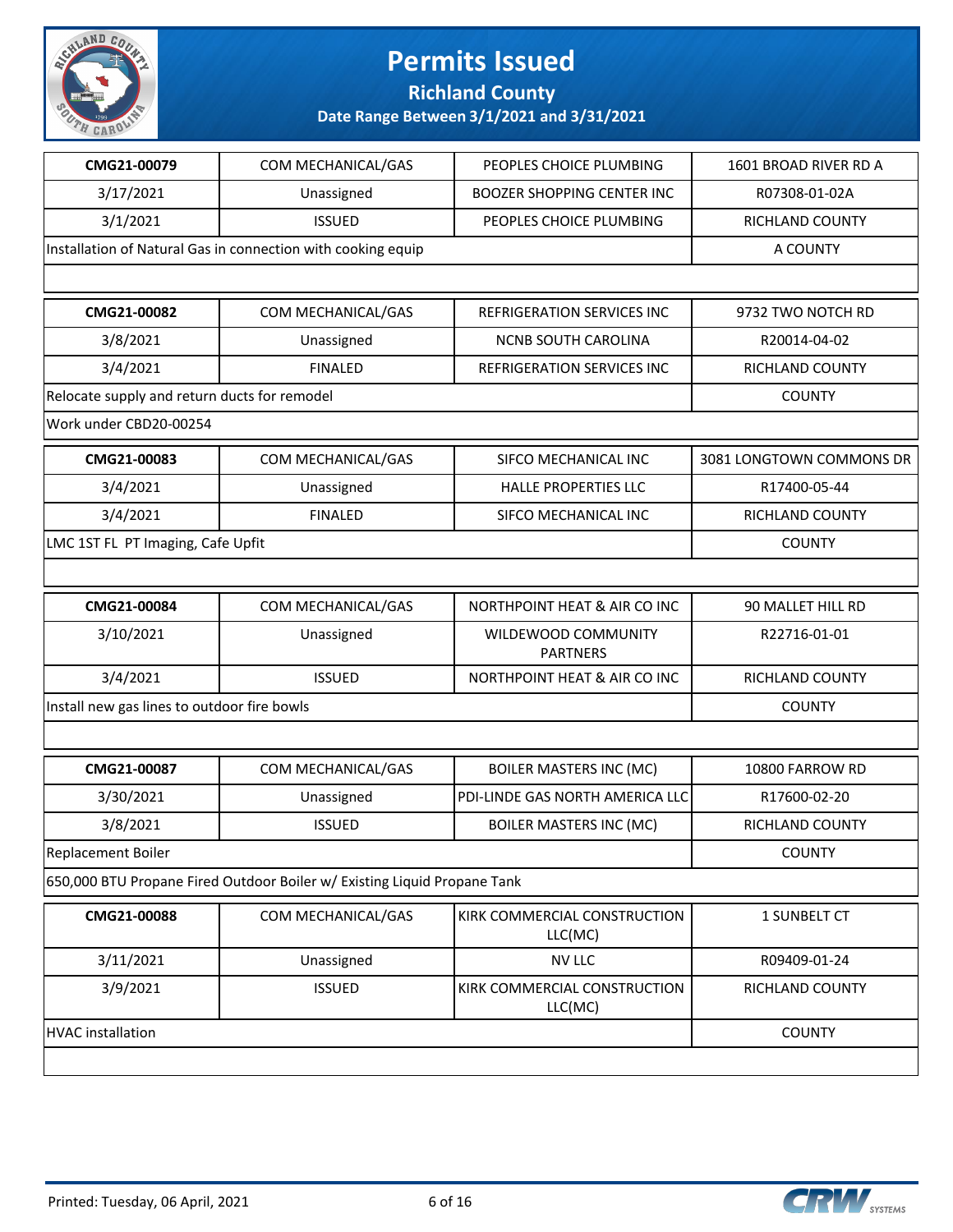# Permits Issued

## Richland County

### Date Range Between 3/1/2021 and 3/31/2021

| CMG21-00079 | COM MECHANICAL/GAS | PEOPLES CHOICE PLUMBING | 1601 BROAD RIVER RD A |
|---|---|---|---|
| 3/17/2021 | Unassigned | BOOZER SHOPPING CENTER INC | R07308-01-02A |
| 3/1/2021 | ISSUED | PEOPLES CHOICE PLUMBING | RICHLAND COUNTY |
| Installation of Natural Gas in connection with cooking equip | | | A COUNTY |
| | | | |

| CMG21-00082 | COM MECHANICAL/GAS | REFRIGERATION SERVICES INC | 9732 TWO NOTCH RD |
|---|---|---|---|
| 3/8/2021 | Unassigned | NCNB SOUTH CAROLINA | R20014-04-02 |
| 3/4/2021 | FINALED | REFRIGERATION SERVICES INC | RICHLAND COUNTY |
| Relocate supply and return ducts for remodel | | | COUNTY |
| Work under CBD20-00254 | | | |

| CMG21-00083 | COM MECHANICAL/GAS | SIFCO MECHANICAL INC | 3081 LONGTOWN COMMONS DR |
|---|---|---|---|
| 3/4/2021 | Unassigned | HALLE PROPERTIES LLC | R17400-05-44 |
| 3/4/2021 | FINALED | SIFCO MECHANICAL INC | RICHLAND COUNTY |
| LMC 1ST FL PT Imaging, Cafe Upfit | | | COUNTY |
| | | | |

| CMG21-00084 | COM MECHANICAL/GAS | NORTHPOINT HEAT & AIR CO INC | 90 MALLET HILL RD |
|---|---|---|---|
| 3/10/2021 | Unassigned | WILDEWOOD COMMUNITY PARTNERS | R22716-01-01 |
| 3/4/2021 | ISSUED | NORTHPOINT HEAT & AIR CO INC | RICHLAND COUNTY |
| Install new gas lines to outdoor fire bowls | | | COUNTY |
| | | | |

| CMG21-00087 | COM MECHANICAL/GAS | BOILER MASTERS INC (MC) | 10800 FARROW RD |
|---|---|---|---|
| 3/30/2021 | Unassigned | PDI-LINDE GAS NORTH AMERICA LLC | R17600-02-20 |
| 3/8/2021 | ISSUED | BOILER MASTERS INC (MC) | RICHLAND COUNTY |
| Replacement Boiler | | | COUNTY |
| 650,000 BTU Propane Fired Outdoor Boiler w/ Existing Liquid Propane Tank | | | |

| CMG21-00088 | COM MECHANICAL/GAS | KIRK COMMERCIAL CONSTRUCTION LLC(MC) | 1 SUNBELT CT |
|---|---|---|---|
| 3/11/2021 | Unassigned | NV LLC | R09409-01-24 |
| 3/9/2021 | ISSUED | KIRK COMMERCIAL CONSTRUCTION LLC(MC) | RICHLAND COUNTY |
| HVAC installation | | | COUNTY |
| | | | |

Printed: Tuesday, 06 April, 2021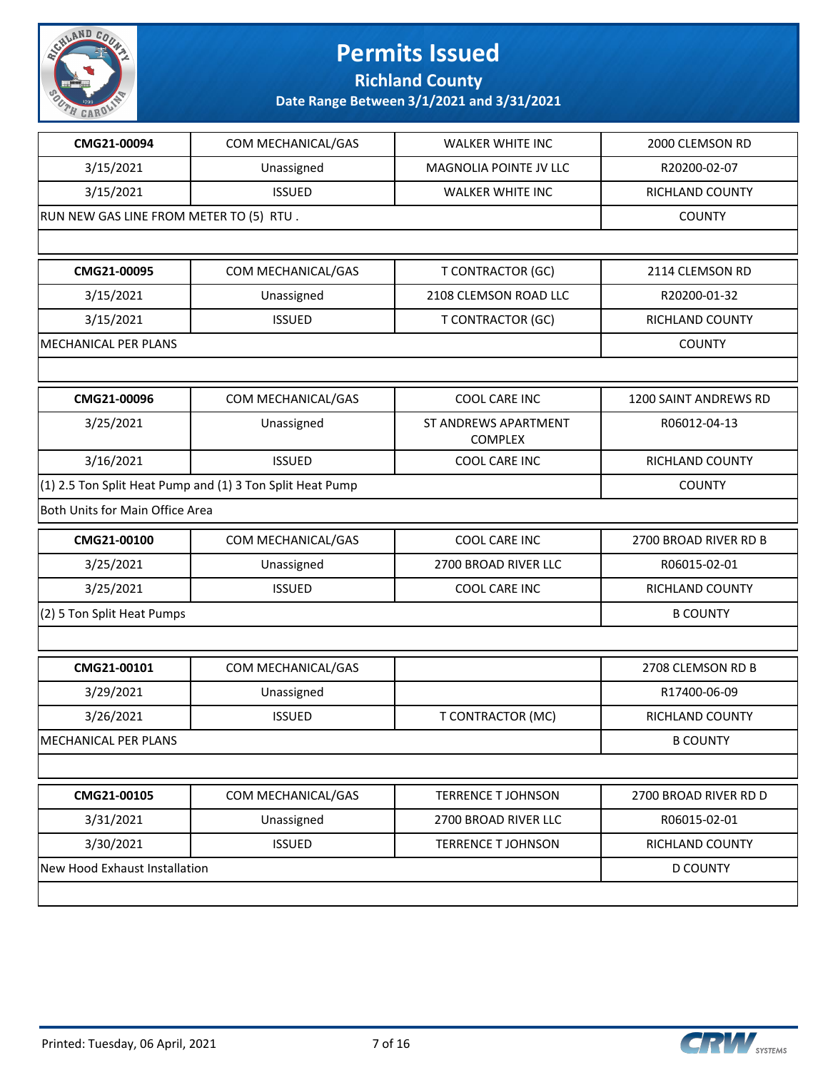# Permits Issued

## Richland County

### Date Range Between 3/1/2021 and 3/31/2021

| CMG21-00094 | COM MECHANICAL/GAS | WALKER WHITE INC | 2000 CLEMSON RD |
|---|---|---|---|
| 3/15/2021 | Unassigned | MAGNOLIA POINTE JV LLC | R20200-02-07 |
| 3/15/2021 | ISSUED | WALKER WHITE INC | RICHLAND COUNTY |
| RUN NEW GAS LINE FROM METER TO (5) RTU . | | | COUNTY |

| CMG21-00095 | COM MECHANICAL/GAS | T CONTRACTOR (GC) | 2114 CLEMSON RD |
|---|---|---|---|
| 3/15/2021 | Unassigned | 2108 CLEMSON ROAD LLC | R20200-01-32 |
| 3/15/2021 | ISSUED | T CONTRACTOR (GC) | RICHLAND COUNTY |
| MECHANICAL PER PLANS | | | COUNTY |

| CMG21-00096 | COM MECHANICAL/GAS | COOL CARE INC | 1200 SAINT ANDREWS RD |
|---|---|---|---|
| 3/25/2021 | Unassigned | ST ANDREWS APARTMENT COMPLEX | R06012-04-13 |
| 3/16/2021 | ISSUED | COOL CARE INC | RICHLAND COUNTY |
| (1) 2.5 Ton Split Heat Pump and (1) 3 Ton Split Heat Pump | | | COUNTY |
| Both Units for Main Office Area | | | |

| CMG21-00100 | COM MECHANICAL/GAS | COOL CARE INC | 2700 BROAD RIVER RD B |
|---|---|---|---|
| 3/25/2021 | Unassigned | 2700 BROAD RIVER LLC | R06015-02-01 |
| 3/25/2021 | ISSUED | COOL CARE INC | RICHLAND COUNTY |
| (2) 5 Ton Split Heat Pumps | | | B COUNTY |

| CMG21-00101 | COM MECHANICAL/GAS | | 2708 CLEMSON RD B |
|---|---|---|---|
| 3/29/2021 | Unassigned | | R17400-06-09 |
| 3/26/2021 | ISSUED | T CONTRACTOR (MC) | RICHLAND COUNTY |
| MECHANICAL PER PLANS | | | B COUNTY |

| CMG21-00105 | COM MECHANICAL/GAS | TERRENCE T JOHNSON | 2700 BROAD RIVER RD D |
|---|---|---|---|
| 3/31/2021 | Unassigned | 2700 BROAD RIVER LLC | R06015-02-01 |
| 3/30/2021 | ISSUED | TERRENCE T JOHNSON | RICHLAND COUNTY |
| New Hood Exhaust Installation | | | D COUNTY |

Printed: Tuesday, 06 April, 2021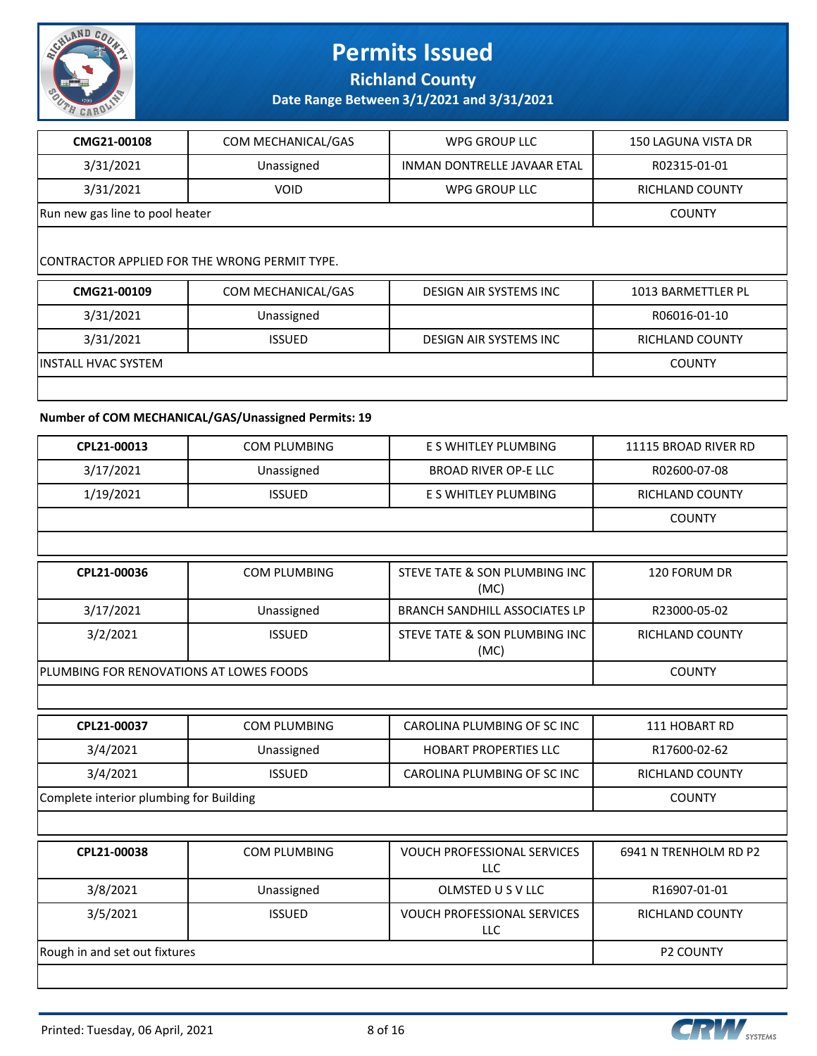# Permits Issued

## Richland County

### Date Range Between 3/1/2021 and 3/31/2021

| CMG21-00108 | COM MECHANICAL/GAS | WPG GROUP LLC | 150 LAGUNA VISTA DR |
|---|---|---|---|
| 3/31/2021 | Unassigned | INMAN DONTRELLE JAVAAR ETAL | R02315-01-01 |
| 3/31/2021 | VOID | WPG GROUP LLC | RICHLAND COUNTY |
| Run new gas line to pool heater | | | COUNTY |
| CONTRACTOR APPLIED FOR THE WRONG PERMIT TYPE. | | | |

| CMG21-00109 | COM MECHANICAL/GAS | DESIGN AIR SYSTEMS INC | 1013 BARMETTLER PL |
|---|---|---|---|
| 3/31/2021 | Unassigned | | R06016-01-10 |
| 3/31/2021 | ISSUED | DESIGN AIR SYSTEMS INC | RICHLAND COUNTY |
| INSTALL HVAC SYSTEM | | | COUNTY |

**Number of COM MECHANICAL/GAS/Unassigned Permits: 19**

| CPL21-00013 | COM PLUMBING | E S WHITLEY PLUMBING | 11115 BROAD RIVER RD |
|---|---|---|---|
| 3/17/2021 | Unassigned | BROAD RIVER OP-E LLC | R02600-07-08 |
| 1/19/2021 | ISSUED | E S WHITLEY PLUMBING | RICHLAND COUNTY |
| | | | COUNTY |

| CPL21-00036 | COM PLUMBING | STEVE TATE & SON PLUMBING INC (MC) | 120 FORUM DR |
|---|---|---|---|
| 3/17/2021 | Unassigned | BRANCH SANDHILL ASSOCIATES LP | R23000-05-02 |
| 3/2/2021 | ISSUED | STEVE TATE & SON PLUMBING INC (MC) | RICHLAND COUNTY |
| PLUMBING FOR RENOVATIONS AT LOWES FOODS | | | COUNTY |

| CPL21-00037 | COM PLUMBING | CAROLINA PLUMBING OF SC INC | 111 HOBART RD |
|---|---|---|---|
| 3/4/2021 | Unassigned | HOBART PROPERTIES LLC | R17600-02-62 |
| 3/4/2021 | ISSUED | CAROLINA PLUMBING OF SC INC | RICHLAND COUNTY |
| Complete interior plumbing for Building | | | COUNTY |

| CPL21-00038 | COM PLUMBING | VOUCH PROFESSIONAL SERVICES LLC | 6941 N TRENHOLM RD P2 |
|---|---|---|---|
| 3/8/2021 | Unassigned | OLMSTED U S V LLC | R16907-01-01 |
| 3/5/2021 | ISSUED | VOUCH PROFESSIONAL SERVICES LLC | RICHLAND COUNTY |
| Rough in and set out fixtures | | | P2 COUNTY |

Printed: Tuesday, 06 April, 2021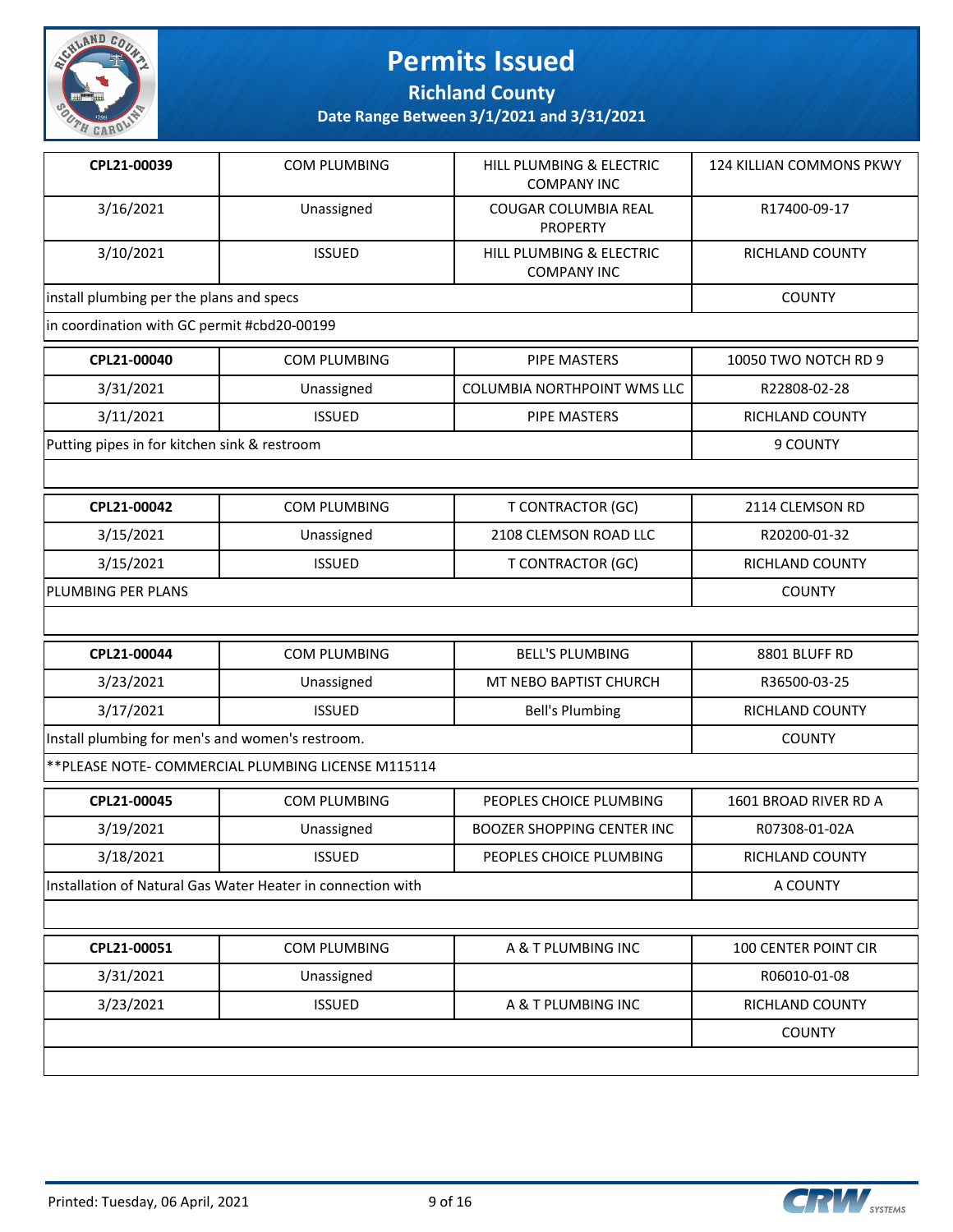# Permits Issued

**Richland County**

**Date Range Between 3/1/2021 and 3/31/2021**

| | | | |
|---|---|---|---|
| **CPL21-00039** | COM PLUMBING | HILL PLUMBING & ELECTRIC COMPANY INC | 124 KILLIAN COMMONS PKWY |
| 3/16/2021 | Unassigned | COUGAR COLUMBIA REAL PROPERTY | R17400-09-17 |
| 3/10/2021 | ISSUED | HILL PLUMBING & ELECTRIC COMPANY INC | RICHLAND COUNTY |
| install plumbing per the plans and specs | | | COUNTY |
| in coordination with GC permit #cbd20-00199 | | | |

| | | | |
|---|---|---|---|
| **CPL21-00040** | COM PLUMBING | PIPE MASTERS | 10050 TWO NOTCH RD 9 |
| 3/31/2021 | Unassigned | COLUMBIA NORTHPOINT WMS LLC | R22808-02-28 |
| 3/11/2021 | ISSUED | PIPE MASTERS | RICHLAND COUNTY |
| Putting pipes in for kitchen sink & restroom | | | 9 COUNTY |
| | | | |

| | | | |
|---|---|---|---|
| **CPL21-00042** | COM PLUMBING | T CONTRACTOR (GC) | 2114 CLEMSON RD |
| 3/15/2021 | Unassigned | 2108 CLEMSON ROAD LLC | R20200-01-32 |
| 3/15/2021 | ISSUED | T CONTRACTOR (GC) | RICHLAND COUNTY |
| PLUMBING PER PLANS | | | COUNTY |
| | | | |

| | | | |
|---|---|---|---|
| **CPL21-00044** | COM PLUMBING | BELL'S PLUMBING | 8801 BLUFF RD |
| 3/23/2021 | Unassigned | MT NEBO BAPTIST CHURCH | R36500-03-25 |
| 3/17/2021 | ISSUED | Bell's Plumbing | RICHLAND COUNTY |
| Install plumbing for men's and women's restroom. | | | COUNTY |
| **PLEASE NOTE- COMMERCIAL PLUMBING LICENSE M115114 | | | |

| | | | |
|---|---|---|---|
| **CPL21-00045** | COM PLUMBING | PEOPLES CHOICE PLUMBING | 1601 BROAD RIVER RD A |
| 3/19/2021 | Unassigned | BOOZER SHOPPING CENTER INC | R07308-01-02A |
| 3/18/2021 | ISSUED | PEOPLES CHOICE PLUMBING | RICHLAND COUNTY |
| Installation of Natural Gas Water Heater in connection with | | | A COUNTY |
| | | | |

| | | | |
|---|---|---|---|
| **CPL21-00051** | COM PLUMBING | A & T PLUMBING INC | 100 CENTER POINT CIR |
| 3/31/2021 | Unassigned | | R06010-01-08 |
| 3/23/2021 | ISSUED | A & T PLUMBING INC | RICHLAND COUNTY |
| | | | COUNTY |
| | | | |

Printed: Tuesday, 06 April, 2021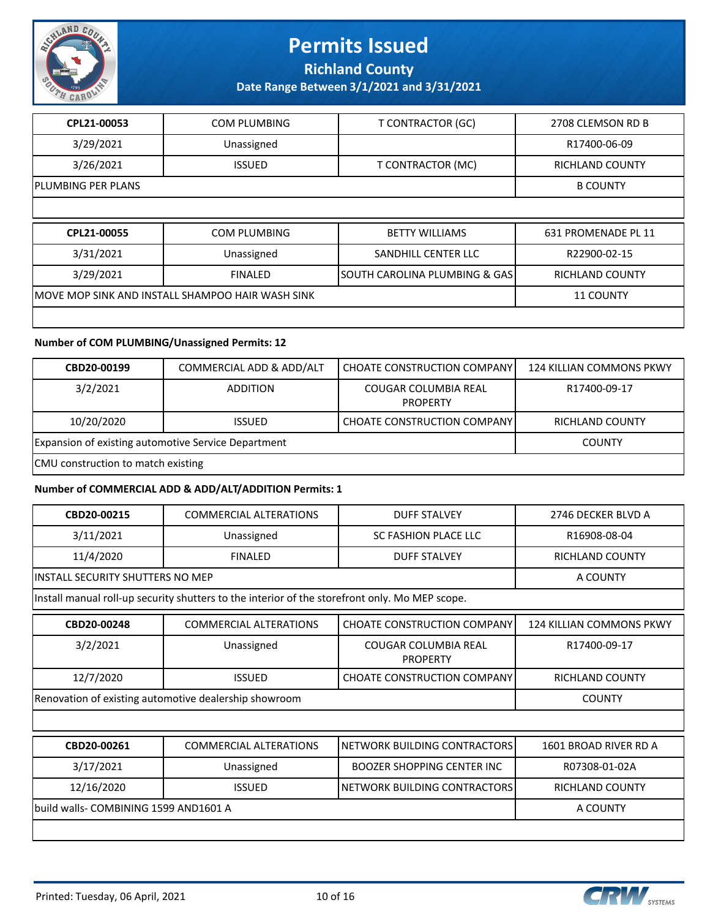# Permits Issued

**Richland County**

**Date Range Between 3/1/2021 and 3/31/2021**

| CPL21-00053 | COM PLUMBING | T CONTRACTOR (GC) | 2708 CLEMSON RD B |
|---|---|---|---|
| 3/29/2021 | Unassigned | | R17400-06-09 |
| 3/26/2021 | ISSUED | T CONTRACTOR (MC) | RICHLAND COUNTY |
| PLUMBING PER PLANS | | | B COUNTY |
| | | | |

| CPL21-00055 | COM PLUMBING | BETTY WILLIAMS | 631 PROMENADE PL 11 |
|---|---|---|---|
| 3/31/2021 | Unassigned | SANDHILL CENTER LLC | R22900-02-15 |
| 3/29/2021 | FINALED | SOUTH CAROLINA PLUMBING & GAS | RICHLAND COUNTY |
| MOVE MOP SINK AND INSTALL SHAMPOO HAIR WASH SINK | | | 11 COUNTY |
| | | | |

**Number of COM PLUMBING/Unassigned Permits: 12**

| CBD20-00199 | COMMERCIAL ADD & ADD/ALT | CHOATE CONSTRUCTION COMPANY | 124 KILLIAN COMMONS PKWY |
|---|---|---|---|
| 3/2/2021 | ADDITION | COUGAR COLUMBIA REAL PROPERTY | R17400-09-17 |
| 10/20/2020 | ISSUED | CHOATE CONSTRUCTION COMPANY | RICHLAND COUNTY |
| Expansion of existing automotive Service Department | | | COUNTY |
| CMU construction to match existing | | | |

**Number of COMMERCIAL ADD & ADD/ALT/ADDITION Permits: 1**

| CBD20-00215 | COMMERCIAL ALTERATIONS | DUFF STALVEY | 2746 DECKER BLVD A |
|---|---|---|---|
| 3/11/2021 | Unassigned | SC FASHION PLACE LLC | R16908-08-04 |
| 11/4/2020 | FINALED | DUFF STALVEY | RICHLAND COUNTY |
| INSTALL SECURITY SHUTTERS NO MEP | | | A COUNTY |
| Install manual roll-up security shutters to the interior of the storefront only. Mo MEP scope. | | | |

| CBD20-00248 | COMMERCIAL ALTERATIONS | CHOATE CONSTRUCTION COMPANY | 124 KILLIAN COMMONS PKWY |
|---|---|---|---|
| 3/2/2021 | Unassigned | COUGAR COLUMBIA REAL PROPERTY | R17400-09-17 |
| 12/7/2020 | ISSUED | CHOATE CONSTRUCTION COMPANY | RICHLAND COUNTY |
| Renovation of existing automotive dealership showroom | | | COUNTY |
| | | | |

| CBD20-00261 | COMMERCIAL ALTERATIONS | NETWORK BUILDING CONTRACTORS | 1601 BROAD RIVER RD A |
|---|---|---|---|
| 3/17/2021 | Unassigned | BOOZER SHOPPING CENTER INC | R07308-01-02A |
| 12/16/2020 | ISSUED | NETWORK BUILDING CONTRACTORS | RICHLAND COUNTY |
| build walls- COMBINING 1599 AND1601 A | | | A COUNTY |
| | | | |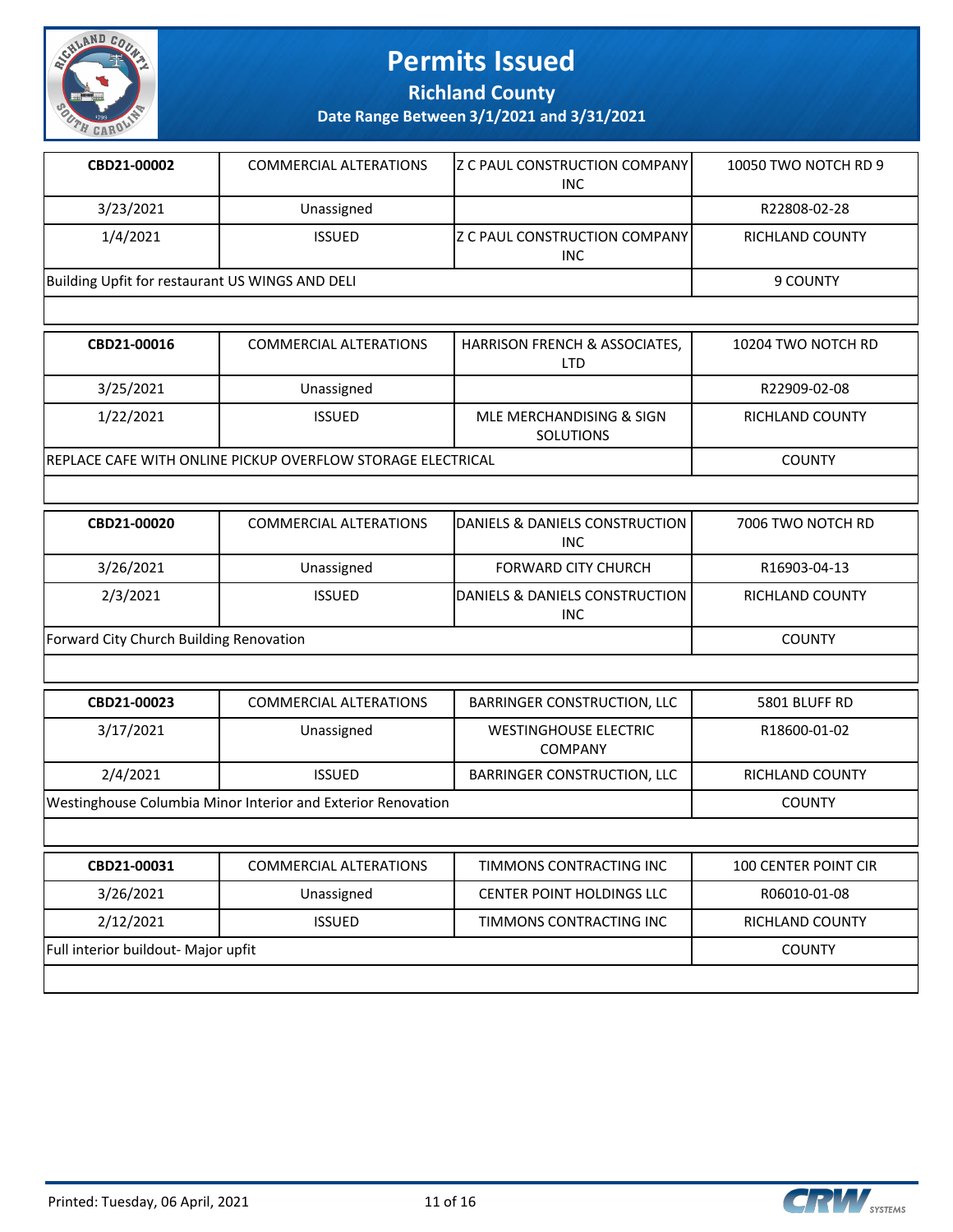# Permits Issued

## Richland County

### Date Range Between 3/1/2021 and 3/31/2021

| | | | |
|---|---|---|---|
| **CBD21-00002** | COMMERCIAL ALTERATIONS | Z C PAUL CONSTRUCTION COMPANY INC | 10050 TWO NOTCH RD 9 |
| 3/23/2021 | Unassigned | | R22808-02-28 |
| 1/4/2021 | ISSUED | Z C PAUL CONSTRUCTION COMPANY INC | RICHLAND COUNTY |
| Building Upfit for restaurant US WINGS AND DELI | | | 9 COUNTY |

| | | | |
|---|---|---|---|
| **CBD21-00016** | COMMERCIAL ALTERATIONS | HARRISON FRENCH & ASSOCIATES, LTD | 10204 TWO NOTCH RD |
| 3/25/2021 | Unassigned | | R22909-02-08 |
| 1/22/2021 | ISSUED | MLE MERCHANDISING & SIGN SOLUTIONS | RICHLAND COUNTY |
| REPLACE CAFE WITH ONLINE PICKUP OVERFLOW STORAGE ELECTRICAL | | | COUNTY |

| | | | |
|---|---|---|---|
| **CBD21-00020** | COMMERCIAL ALTERATIONS | DANIELS & DANIELS CONSTRUCTION INC | 7006 TWO NOTCH RD |
| 3/26/2021 | Unassigned | FORWARD CITY CHURCH | R16903-04-13 |
| 2/3/2021 | ISSUED | DANIELS & DANIELS CONSTRUCTION INC | RICHLAND COUNTY |
| Forward City Church Building Renovation | | | COUNTY |

| | | | |
|---|---|---|---|
| **CBD21-00023** | COMMERCIAL ALTERATIONS | BARRINGER CONSTRUCTION, LLC | 5801 BLUFF RD |
| 3/17/2021 | Unassigned | WESTINGHOUSE ELECTRIC COMPANY | R18600-01-02 |
| 2/4/2021 | ISSUED | BARRINGER CONSTRUCTION, LLC | RICHLAND COUNTY |
| Westinghouse Columbia Minor Interior and Exterior Renovation | | | COUNTY |

| | | | |
|---|---|---|---|
| **CBD21-00031** | COMMERCIAL ALTERATIONS | TIMMONS CONTRACTING INC | 100 CENTER POINT CIR |
| 3/26/2021 | Unassigned | CENTER POINT HOLDINGS LLC | R06010-01-08 |
| 2/12/2021 | ISSUED | TIMMONS CONTRACTING INC | RICHLAND COUNTY |
| Full interior buildout- Major upfit | | | COUNTY |

Printed: Tuesday, 06 April, 2021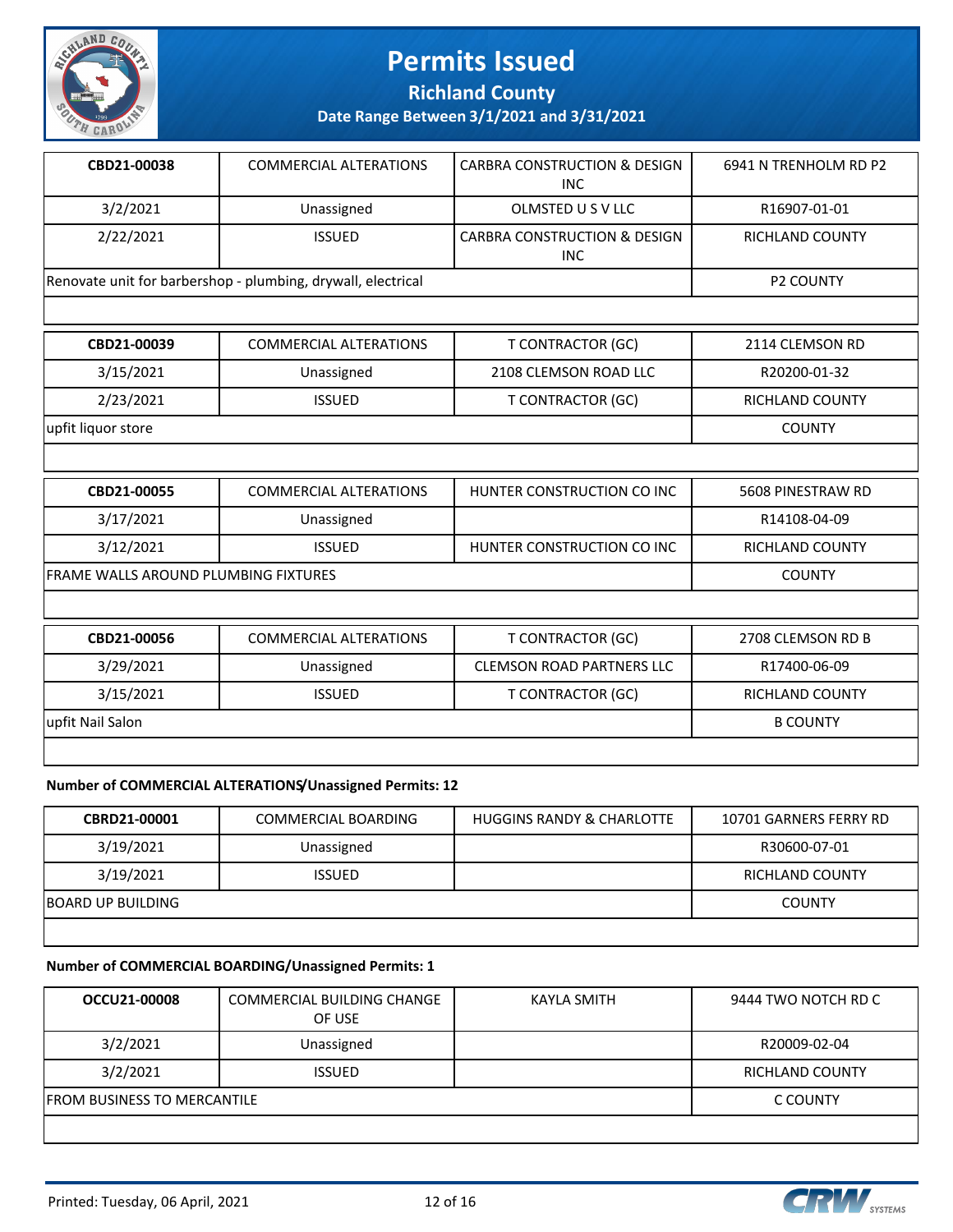# Permits Issued

**Richland County**

**Date Range Between 3/1/2021 and 3/31/2021**

| CBD21-00038 | COMMERCIAL ALTERATIONS | CARBRA CONSTRUCTION & DESIGN INC | 6941 N TRENHOLM RD P2 |
|---|---|---|---|
| 3/2/2021 | Unassigned | OLMSTED U S V LLC | R16907-01-01 |
| 2/22/2021 | ISSUED | CARBRA CONSTRUCTION & DESIGN INC | RICHLAND COUNTY |
| Renovate unit for barbershop - plumbing, drywall, electrical | | | P2 COUNTY |

| CBD21-00039 | COMMERCIAL ALTERATIONS | T CONTRACTOR (GC) | 2114 CLEMSON RD |
|---|---|---|---|
| 3/15/2021 | Unassigned | 2108 CLEMSON ROAD LLC | R20200-01-32 |
| 2/23/2021 | ISSUED | T CONTRACTOR (GC) | RICHLAND COUNTY |
| upfit liquor store | | | COUNTY |

| CBD21-00055 | COMMERCIAL ALTERATIONS | HUNTER CONSTRUCTION CO INC | 5608 PINESTRAW RD |
|---|---|---|---|
| 3/17/2021 | Unassigned | | R14108-04-09 |
| 3/12/2021 | ISSUED | HUNTER CONSTRUCTION CO INC | RICHLAND COUNTY |
| FRAME WALLS AROUND PLUMBING FIXTURES | | | COUNTY |

| CBD21-00056 | COMMERCIAL ALTERATIONS | T CONTRACTOR (GC) | 2708 CLEMSON RD B |
|---|---|---|---|
| 3/29/2021 | Unassigned | CLEMSON ROAD PARTNERS LLC | R17400-06-09 |
| 3/15/2021 | ISSUED | T CONTRACTOR (GC) | RICHLAND COUNTY |
| upfit Nail Salon | | | B COUNTY |

**Number of COMMERCIAL ALTERATIONS/Unassigned Permits: 12**

| CBRD21-00001 | COMMERCIAL BOARDING | HUGGINS RANDY & CHARLOTTE | 10701 GARNERS FERRY RD |
|---|---|---|---|
| 3/19/2021 | Unassigned | | R30600-07-01 |
| 3/19/2021 | ISSUED | | RICHLAND COUNTY |
| BOARD UP BUILDING | | | COUNTY |

**Number of COMMERCIAL BOARDING/Unassigned Permits: 1**

| OCCU21-00008 | COMMERCIAL BUILDING CHANGE OF USE | KAYLA SMITH | 9444 TWO NOTCH RD C |
|---|---|---|---|
| 3/2/2021 | Unassigned | | R20009-02-04 |
| 3/2/2021 | ISSUED | | RICHLAND COUNTY |
| FROM BUSINESS TO MERCANTILE | | | C COUNTY |

Printed: Tuesday, 06 April, 2021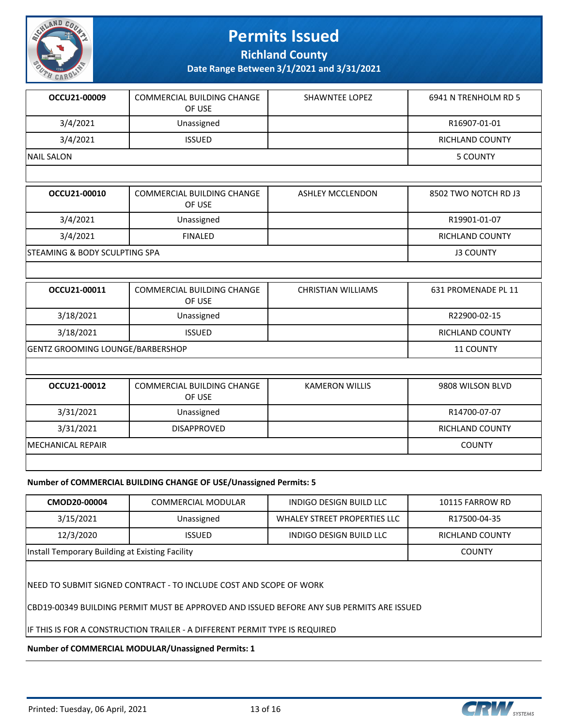# Permits Issued

## Richland County

### Date Range Between 3/1/2021 and 3/31/2021

| | | | |
|---|---|---|---|
| **OCCU21-00009** | COMMERCIAL BUILDING CHANGE OF USE | SHAWNTEE LOPEZ | 6941 N TRENHOLM RD 5 |
| 3/4/2021 | Unassigned | | R16907-01-01 |
| 3/4/2021 | ISSUED | | RICHLAND COUNTY |
| NAIL SALON | | | 5 COUNTY |

| | | | |
|---|---|---|---|
| **OCCU21-00010** | COMMERCIAL BUILDING CHANGE OF USE | ASHLEY MCCLENDON | 8502 TWO NOTCH RD J3 |
| 3/4/2021 | Unassigned | | R19901-01-07 |
| 3/4/2021 | FINALED | | RICHLAND COUNTY |
| STEAMING & BODY SCULPTING SPA | | | J3 COUNTY |

| | | | |
|---|---|---|---|
| **OCCU21-00011** | COMMERCIAL BUILDING CHANGE OF USE | CHRISTIAN WILLIAMS | 631 PROMENADE PL 11 |
| 3/18/2021 | Unassigned | | R22900-02-15 |
| 3/18/2021 | ISSUED | | RICHLAND COUNTY |
| GENTZ GROOMING LOUNGE/BARBERSHOP | | | 11 COUNTY |

| | | | |
|---|---|---|---|
| **OCCU21-00012** | COMMERCIAL BUILDING CHANGE OF USE | KAMERON WILLIS | 9808 WILSON BLVD |
| 3/31/2021 | Unassigned | | R14700-07-07 |
| 3/31/2021 | DISAPPROVED | | RICHLAND COUNTY |
| MECHANICAL REPAIR | | | COUNTY |

**Number of COMMERCIAL BUILDING CHANGE OF USE/Unassigned Permits: 5**

| | | | |
|---|---|---|---|
| **CMOD20-00004** | COMMERCIAL MODULAR | INDIGO DESIGN BUILD LLC | 10115 FARROW RD |
| 3/15/2021 | Unassigned | WHALEY STREET PROPERTIES LLC | R17500-04-35 |
| 12/3/2020 | ISSUED | INDIGO DESIGN BUILD LLC | RICHLAND COUNTY |
| Install Temporary Building at Existing Facility | | | COUNTY |

NEED TO SUBMIT SIGNED CONTRACT - TO INCLUDE COST AND SCOPE OF WORK

CBD19-00349 BUILDING PERMIT MUST BE APPROVED AND ISSUED BEFORE ANY SUB PERMITS ARE ISSUED

IF THIS IS FOR A CONSTRUCTION TRAILER - A DIFFERENT PERMIT TYPE IS REQUIRED

**Number of COMMERCIAL MODULAR/Unassigned Permits: 1**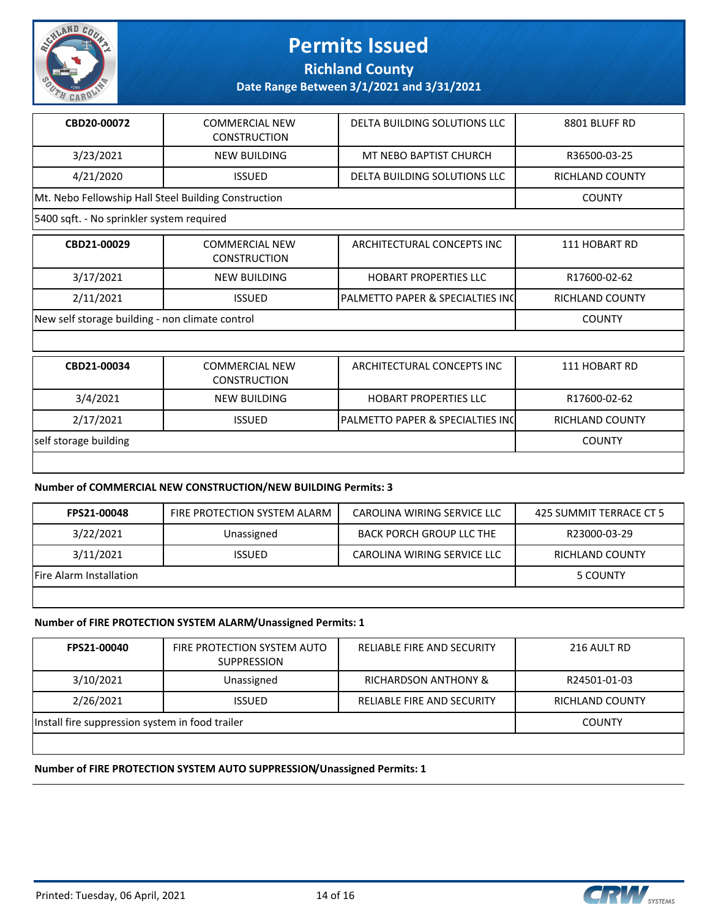# Permits Issued

## Richland County

### Date Range Between 3/1/2021 and 3/31/2021

| CBD20-00072 | COMMERCIAL NEW CONSTRUCTION | DELTA BUILDING SOLUTIONS LLC | 8801 BLUFF RD |
|---|---|---|---|
| 3/23/2021 | NEW BUILDING | MT NEBO BAPTIST CHURCH | R36500-03-25 |
| 4/21/2020 | ISSUED | DELTA BUILDING SOLUTIONS LLC | RICHLAND COUNTY |
| Mt. Nebo Fellowship Hall Steel Building Construction | | | COUNTY |
| 5400 sqft. - No sprinkler system required | | | |

| CBD21-00029 | COMMERCIAL NEW CONSTRUCTION | ARCHITECTURAL CONCEPTS INC | 111 HOBART RD |
|---|---|---|---|
| 3/17/2021 | NEW BUILDING | HOBART PROPERTIES LLC | R17600-02-62 |
| 2/11/2021 | ISSUED | PALMETTO PAPER & SPECIALTIES INC | RICHLAND COUNTY |
| New self storage building - non climate control | | | COUNTY |

| CBD21-00034 | COMMERCIAL NEW CONSTRUCTION | ARCHITECTURAL CONCEPTS INC | 111 HOBART RD |
|---|---|---|---|
| 3/4/2021 | NEW BUILDING | HOBART PROPERTIES LLC | R17600-02-62 |
| 2/17/2021 | ISSUED | PALMETTO PAPER & SPECIALTIES INC | RICHLAND COUNTY |
| self storage building | | | COUNTY |

**Number of COMMERCIAL NEW CONSTRUCTION/NEW BUILDING Permits: 3**

| FPS21-00048 | FIRE PROTECTION SYSTEM ALARM | CAROLINA WIRING SERVICE LLC | 425 SUMMIT TERRACE CT 5 |
|---|---|---|---|
| 3/22/2021 | Unassigned | BACK PORCH GROUP LLC THE | R23000-03-29 |
| 3/11/2021 | ISSUED | CAROLINA WIRING SERVICE LLC | RICHLAND COUNTY |
| Fire Alarm Installation | | | 5 COUNTY |

**Number of FIRE PROTECTION SYSTEM ALARM/Unassigned Permits: 1**

| FPS21-00040 | FIRE PROTECTION SYSTEM AUTO SUPPRESSION | RELIABLE FIRE AND SECURITY | 216 AULT RD |
|---|---|---|---|
| 3/10/2021 | Unassigned | RICHARDSON ANTHONY & | R24501-01-03 |
| 2/26/2021 | ISSUED | RELIABLE FIRE AND SECURITY | RICHLAND COUNTY |
| Install fire suppression system in food trailer | | | COUNTY |

**Number of FIRE PROTECTION SYSTEM AUTO SUPPRESSION/Unassigned Permits: 1**

Printed: Tuesday, 06 April, 2021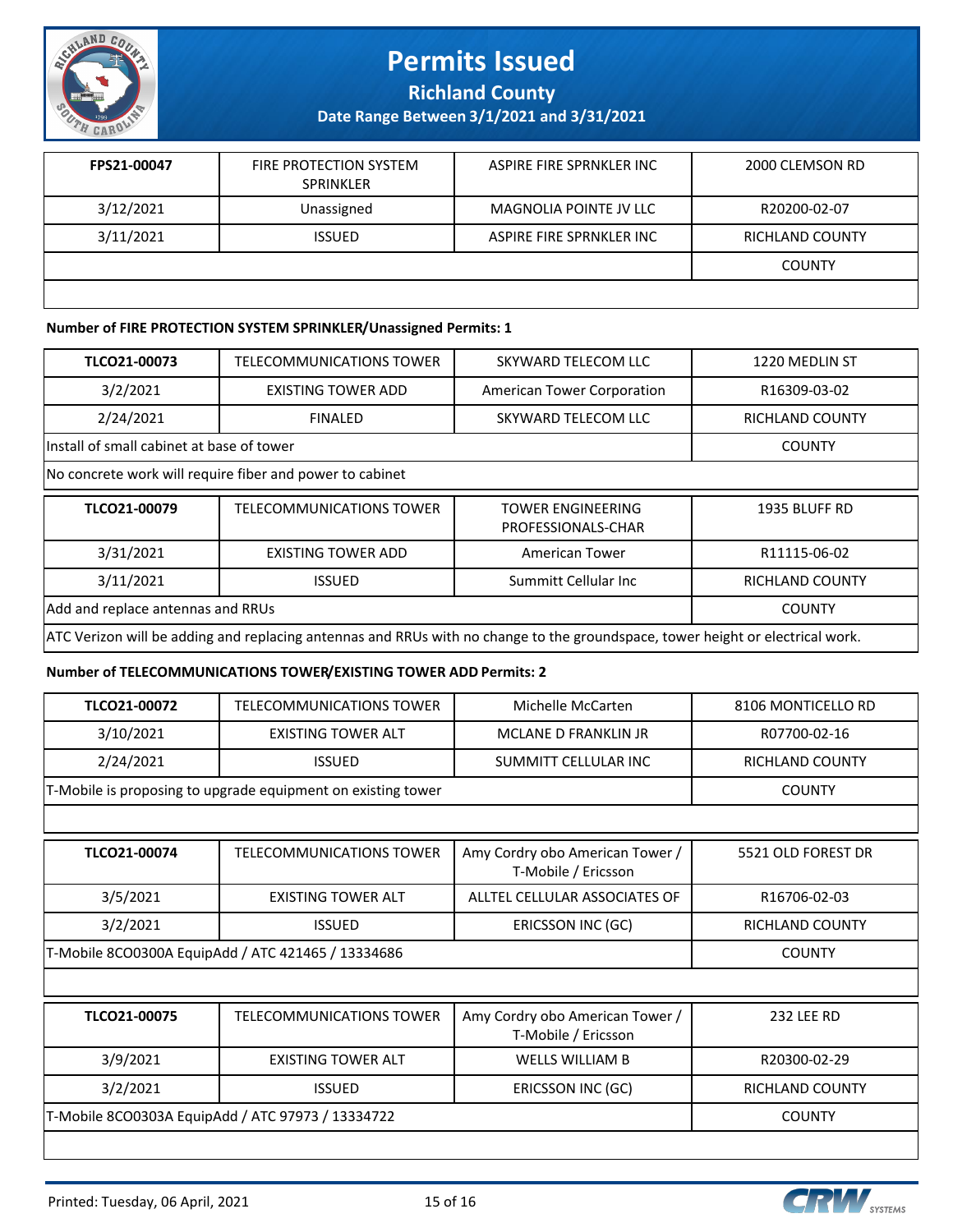| FPS21-00047 | FIRE PROTECTION SYSTEM SPRINKLER | ASPIRE FIRE SPRNKLER INC | 2000 CLEMSON RD |
|---|---|---|---|
| 3/12/2021 | Unassigned | MAGNOLIA POINTE JV LLC | R20200-02-07 |
| 3/11/2021 | ISSUED | ASPIRE FIRE SPRNKLER INC | RICHLAND COUNTY |
| | | | COUNTY |

**Number of FIRE PROTECTION SYSTEM SPRINKLER/Unassigned Permits: 1**

| TLCO21-00073 | TELECOMMUNICATIONS TOWER | SKYWARD TELECOM LLC | 1220 MEDLIN ST |
|---|---|---|---|
| 3/2/2021 | EXISTING TOWER ADD | American Tower Corporation | R16309-03-02 |
| 2/24/2021 | FINALED | SKYWARD TELECOM LLC | RICHLAND COUNTY |
| Install of small cabinet at base of tower | | | COUNTY |
| No concrete work will require fiber and power to cabinet | | | |

| TLCO21-00079 | TELECOMMUNICATIONS TOWER | TOWER ENGINEERING PROFESSIONALS-CHAR | 1935 BLUFF RD |
|---|---|---|---|
| 3/31/2021 | EXISTING TOWER ADD | American Tower | R11115-06-02 |
| 3/11/2021 | ISSUED | Summitt Cellular Inc | RICHLAND COUNTY |
| Add and replace antennas and RRUs | | | COUNTY |
| ATC Verizon will be adding and replacing antennas and RRUs with no change to the groundspace, tower height or electrical work. | | | |

**Number of TELECOMMUNICATIONS TOWER/EXISTING TOWER ADD Permits: 2**

| TLCO21-00072 | TELECOMMUNICATIONS TOWER | Michelle McCarten | 8106 MONTICELLO RD |
|---|---|---|---|
| 3/10/2021 | EXISTING TOWER ALT | MCLANE D FRANKLIN JR | R07700-02-16 |
| 2/24/2021 | ISSUED | SUMMITT CELLULAR INC | RICHLAND COUNTY |
| T-Mobile is proposing to upgrade equipment on existing tower | | | COUNTY |

| TLCO21-00074 | TELECOMMUNICATIONS TOWER | Amy Cordry obo American Tower / T-Mobile / Ericsson | 5521 OLD FOREST DR |
|---|---|---|---|
| 3/5/2021 | EXISTING TOWER ALT | ALLTEL CELLULAR ASSOCIATES OF | R16706-02-03 |
| 3/2/2021 | ISSUED | ERICSSON INC (GC) | RICHLAND COUNTY |
| T-Mobile 8CO0300A EquipAdd / ATC 421465 / 13334686 | | | COUNTY |

| TLCO21-00075 | TELECOMMUNICATIONS TOWER | Amy Cordry obo American Tower / T-Mobile / Ericsson | 232 LEE RD |
|---|---|---|---|
| 3/9/2021 | EXISTING TOWER ALT | WELLS WILLIAM B | R20300-02-29 |
| 3/2/2021 | ISSUED | ERICSSON INC (GC) | RICHLAND COUNTY |
| T-Mobile 8CO0303A EquipAdd / ATC 97973 / 13334722 | | | COUNTY |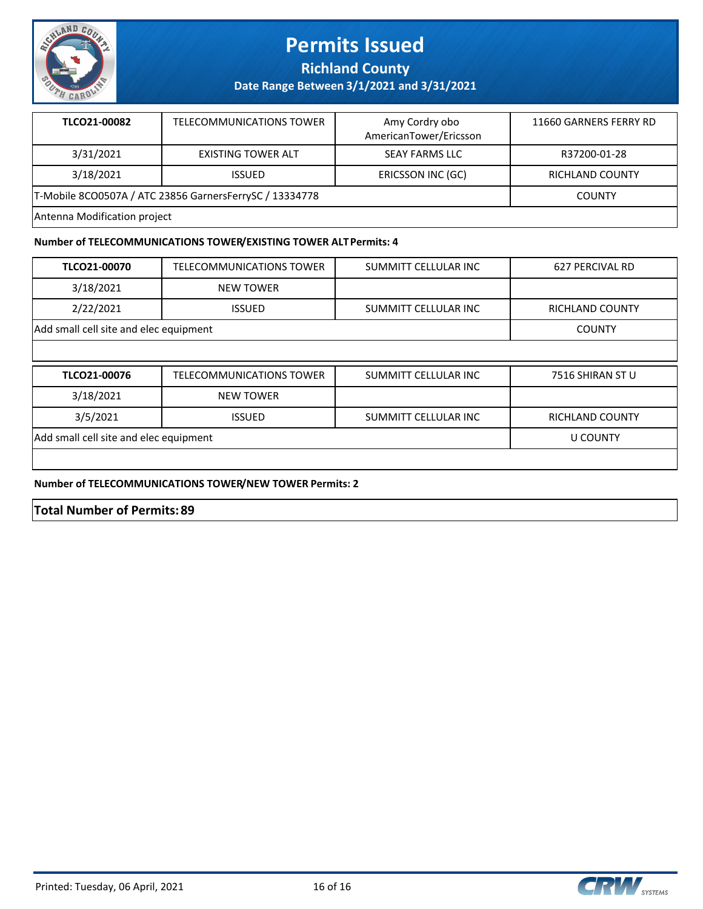| | | | |
|---|---|---|---|
| **TLCO21-00082** | TELECOMMUNICATIONS TOWER | Amy Cordry obo AmericanTower/Ericsson | 11660 GARNERS FERRY RD |
| 3/31/2021 | EXISTING TOWER ALT | SEAY FARMS LLC | R37200-01-28 |
| 3/18/2021 | ISSUED | ERICSSON INC (GC) | RICHLAND COUNTY |
| T-Mobile 8CO0507A / ATC 23856 GarnersFerrySC / 13334778 | | | COUNTY |
| Antenna Modification project | | | |

**Number of TELECOMMUNICATIONS TOWER/EXISTING TOWER ALT Permits: 4**

| | | | |
|---|---|---|---|
| **TLCO21-00070** | TELECOMMUNICATIONS TOWER | SUMMITT CELLULAR INC | 627 PERCIVAL RD |
| 3/18/2021 | NEW TOWER | | |
| 2/22/2021 | ISSUED | SUMMITT CELLULAR INC | RICHLAND COUNTY |
| Add small cell site and elec equipment | | | COUNTY |

| | | | |
|---|---|---|---|
| **TLCO21-00076** | TELECOMMUNICATIONS TOWER | SUMMITT CELLULAR INC | 7516 SHIRAN ST U |
| 3/18/2021 | NEW TOWER | | |
| 3/5/2021 | ISSUED | SUMMITT CELLULAR INC | RICHLAND COUNTY |
| Add small cell site and elec equipment | | | U COUNTY |

**Number of TELECOMMUNICATIONS TOWER/NEW TOWER Permits: 2**

**Total Number of Permits: 89**

Printed: Tuesday, 06 April, 2021